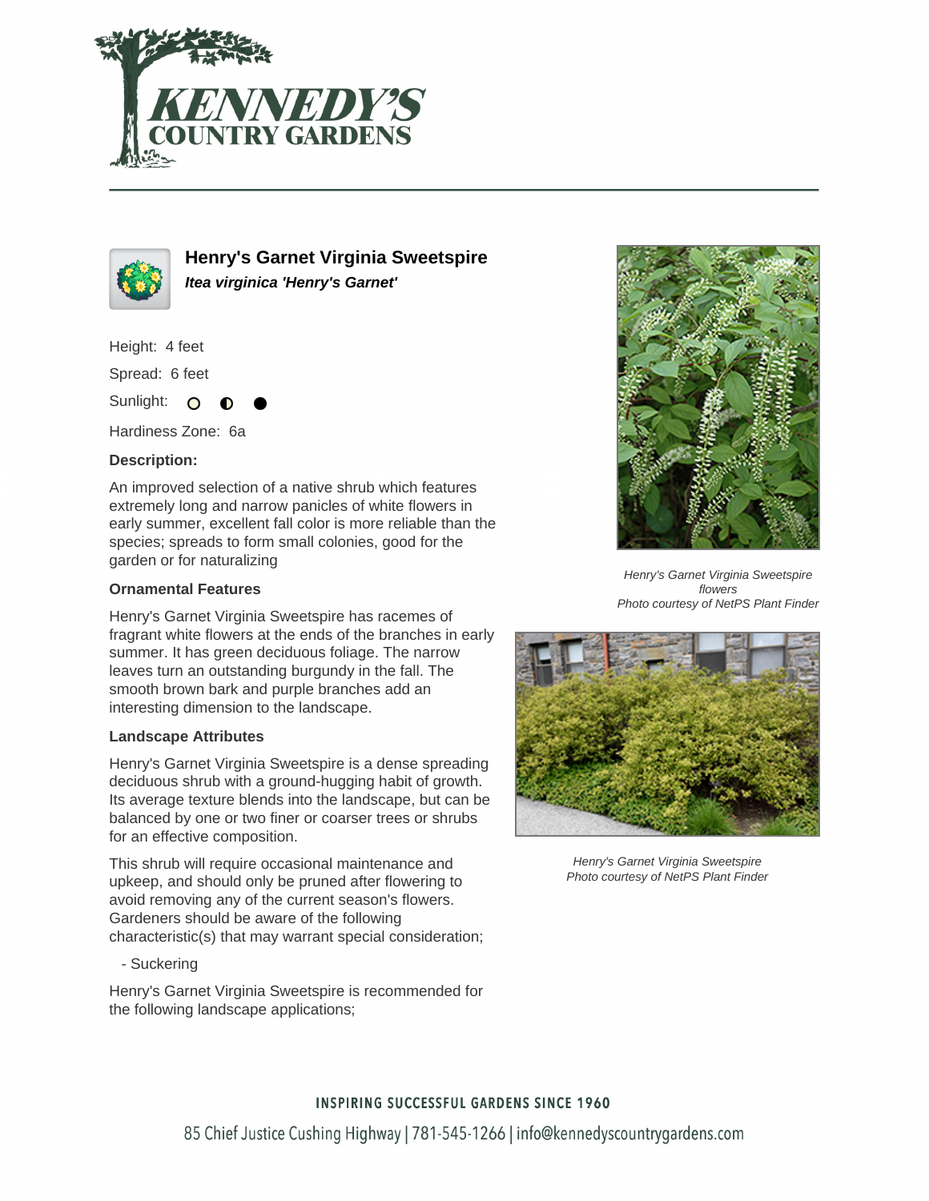# Henry's Garnet Virginia Sweetspire

***Itea virginica 'Henry's Garnet'***

Height: 4 feet

Spread: 6 feet

Sunlight: ○ ◐ ●

Hardiness Zone: 6a

### Description:

An improved selection of a native shrub which features extremely long and narrow panicles of white flowers in early summer, excellent fall color is more reliable than the species; spreads to form small colonies, good for the garden or for naturalizing

### Ornamental Features

Henry's Garnet Virginia Sweetspire has racemes of fragrant white flowers at the ends of the branches in early summer. It has green deciduous foliage. The narrow leaves turn an outstanding burgundy in the fall. The smooth brown bark and purple branches add an interesting dimension to the landscape.

### Landscape Attributes

Henry's Garnet Virginia Sweetspire is a dense spreading deciduous shrub with a ground-hugging habit of growth. Its average texture blends into the landscape, but can be balanced by one or two finer or coarser trees or shrubs for an effective composition.

This shrub will require occasional maintenance and upkeep, and should only be pruned after flowering to avoid removing any of the current season's flowers. Gardeners should be aware of the following characteristic(s) that may warrant special consideration;

- Suckering

Henry's Garnet Virginia Sweetspire is recommended for the following landscape applications;

*Henry's Garnet Virginia Sweetspire flowers*
*Photo courtesy of NetPS Plant Finder*

*Henry's Garnet Virginia Sweetspire*
*Photo courtesy of NetPS Plant Finder*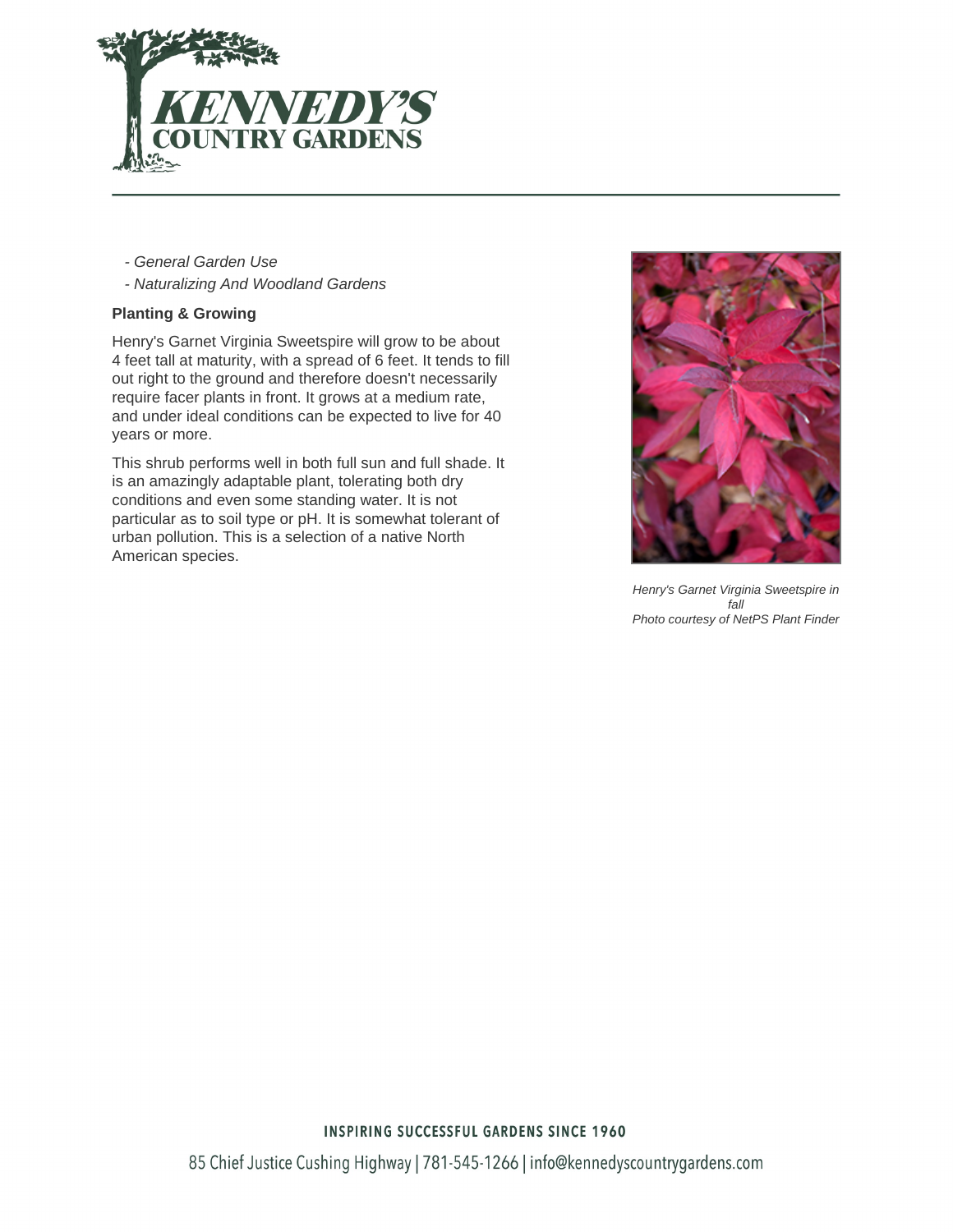- *General Garden Use*
- *Naturalizing And Woodland Gardens*

**Planting & Growing**

Henry's Garnet Virginia Sweetspire will grow to be about 4 feet tall at maturity, with a spread of 6 feet. It tends to fill out right to the ground and therefore doesn't necessarily require facer plants in front. It grows at a medium rate, and under ideal conditions can be expected to live for 40 years or more.

This shrub performs well in both full sun and full shade. It is an amazingly adaptable plant, tolerating both dry conditions and even some standing water. It is not particular as to soil type or pH. It is somewhat tolerant of urban pollution. This is a selection of a native North American species.

*Henry's Garnet Virginia Sweetspire in fall*
*Photo courtesy of NetPS Plant Finder*